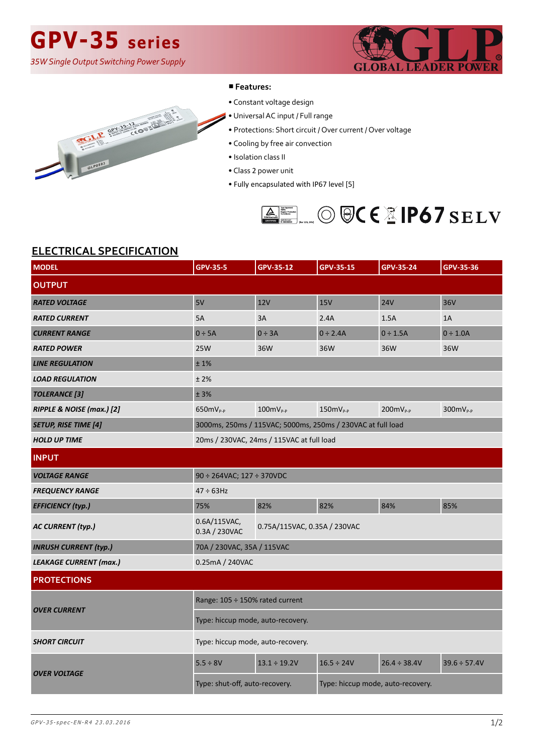# GPV-35 series

*35W Single Output Switching Power Supply*

GLOBAL LEADER POWER

■ **Features:**

- Constant voltage design
- Universal AC input / Full range
- Protections: Short circuit / Over current / Over voltage
- Cooling by free air convection
- Isolation class II
- Class 2 power unit
- Fully encapsulated with IP67 level [5]

IP67 SELV

## ELECTRICAL SPECIFICATION

| MODEL | GPV-35-5 | GPV-35-12 | GPV-35-15 | GPV-35-24 | GPV-35-36 |
|---|---|---|---|---|---|
| **OUTPUT** | | | | | |
| *RATED VOLTAGE* | 5V | 12V | 15V | 24V | 36V |
| *RATED CURRENT* | 5A | 3A | 2.4A | 1.5A | 1A |
| *CURRENT RANGE* | 0 ÷ 5A | 0 ÷ 3A | 0 ÷ 2.4A | 0 ÷ 1.5A | 0 ÷ 1.0A |
| *RATED POWER* | 25W | 36W | 36W | 36W | 36W |
| *LINE REGULATION* | ± 1% | | | | |
| *LOAD REGULATION* | ± 2% | | | | |
| *TOLERANCE [3]* | ± 3% | | | | |
| *RIPPLE & NOISE (max.) [2]* | 650mV$_{P-P}$ | 100mV$_{P-P}$ | 150mV$_{P-P}$ | 200mV$_{P-P}$ | 300mV$_{P-P}$ |
| *SETUP, RISE TIME [4]* | 3000ms, 250ms / 115VAC; 5000ms, 250ms / 230VAC at full load | | | | |
| *HOLD UP TIME* | 20ms / 230VAC, 24ms / 115VAC at full load | | | | |
| **INPUT** | | | | | |
| *VOLTAGE RANGE* | 90 ÷ 264VAC; 127 ÷ 370VDC | | | | |
| *FREQUENCY RANGE* | 47 ÷ 63Hz | | | | |
| *EFFICIENCY (typ.)* | 75% | 82% | 82% | 84% | 85% |
| *AC CURRENT (typ.)* | 0.6A/115VAC, 0.3A / 230VAC | 0.75A/115VAC, 0.35A / 230VAC | | | |
| *INRUSH CURRENT (typ.)* | 70A / 230VAC, 35A / 115VAC | | | | |
| *LEAKAGE CURRENT (max.)* | 0.25mA / 240VAC | | | | |
| **PROTECTIONS** | | | | | |
| *OVER CURRENT* | Range: 105 ÷ 150% rated current | | | | |
| | Type: hiccup mode, auto-recovery. | | | | |
| *SHORT CIRCUIT* | Type: hiccup mode, auto-recovery. | | | | |
| *OVER VOLTAGE* | 5.5 ÷ 8V | 13.1 ÷ 19.2V | 16.5 ÷ 24V | 26.4 ÷ 38.4V | 39.6 ÷ 57.4V |
| | Type: shut-off, auto-recovery. | | Type: hiccup mode, auto-recovery. | | |

*GPV-35-spec-EN-R4 23.03.2016*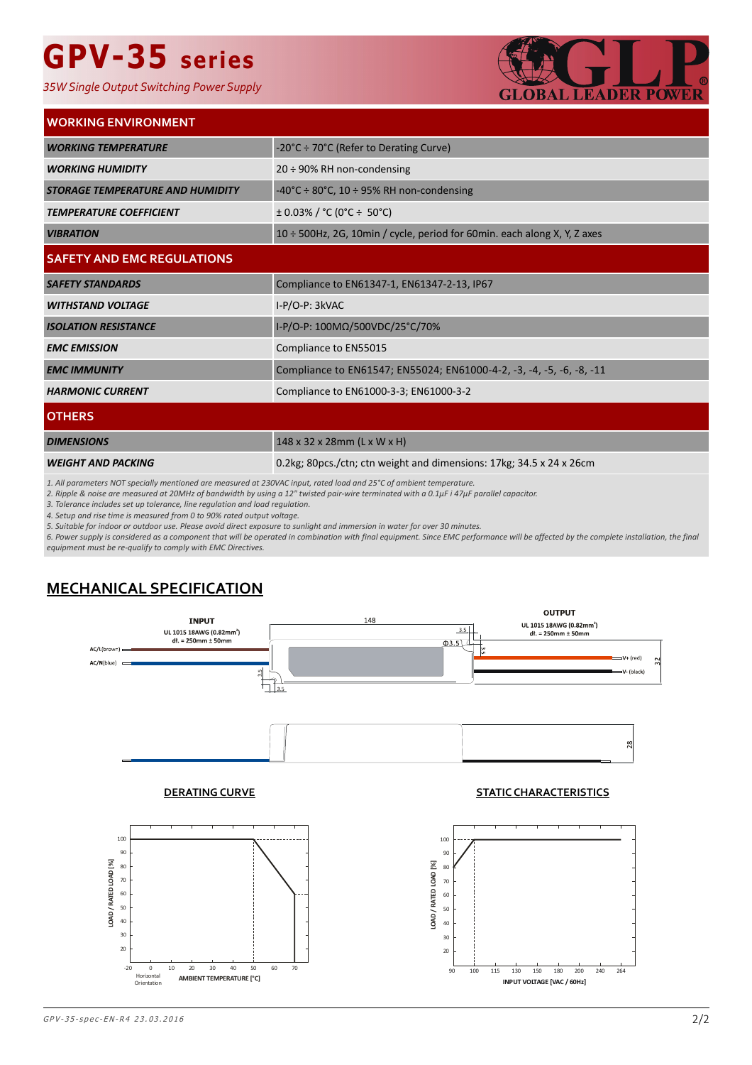# GPV-35 series

*35W Single Output Switching Power Supply*

GLOBAL LEADER POWER

| WORKING ENVIRONMENT | |
|---|---|
| ***WORKING TEMPERATURE*** | -20°C ÷ 70°C (Refer to Derating Curve) |
| ***WORKING HUMIDITY*** | 20 ÷ 90% RH non-condensing |
| ***STORAGE TEMPERATURE AND HUMIDITY*** | -40°C ÷ 80°C, 10 ÷ 95% RH non-condensing |
| ***TEMPERATURE COEFFICIENT*** | ± 0.03% / °C (0°C ÷ 50°C) |
| ***VIBRATION*** | 10 ÷ 500Hz, 2G, 10min / cycle, period for 60min. each along X, Y, Z axes |

| SAFETY AND EMC REGULATIONS | |
|---|---|
| ***SAFETY STANDARDS*** | Compliance to EN61347-1, EN61347-2-13, IP67 |
| ***WITHSTAND VOLTAGE*** | I-P/O-P: 3kVAC |
| ***ISOLATION RESISTANCE*** | I-P/O-P: 100MΩ/500VDC/25°C/70% |
| ***EMC EMISSION*** | Compliance to EN55015 |
| ***EMC IMMUNITY*** | Compliance to EN61547; EN55024; EN61000-4-2, -3, -4, -5, -6, -8, -11 |
| ***HARMONIC CURRENT*** | Compliance to EN61000-3-3; EN61000-3-2 |

| OTHERS | |
|---|---|
| ***DIMENSIONS*** | 148 x 32 x 28mm (L x W x H) |
| ***WEIGHT AND PACKING*** | 0.2kg; 80pcs./ctn; ctn weight and dimensions: 17kg; 34.5 x 24 x 26cm |

*1. All parameters NOT specially mentioned are measured at 230VAC input, rated load and 25°C of ambient temperature.*
*2. Ripple & noise are measured at 20MHz of bandwidth by using a 12" twisted pair-wire terminated with a 0.1µF i 47µF parallel capacitor.*
*3. Tolerance includes set up tolerance, line regulation and load regulation.*
*4. Setup and rise time is measured from 0 to 90% rated output voltage.*
*5. Suitable for indoor or outdoor use. Please avoid direct exposure to sunlight and immersion in water for over 30 minutes.*
*6. Power supply is considered as a component that will be operated in combination with final equipment. Since EMC performance will be affected by the complete installation, the final equipment must be re-qualify to comply with EMC Directives.*

## MECHANICAL SPECIFICATION

INPUT
UL 1015 18AWG (0.82mm²)
dl. = 250mm ± 50mm
AC/L(brown)
AC/N(blue)

148
3.5
Φ3.5
3.5
3.5
3.5
32
28

OUTPUT
UL 1015 18AWG (0.82mm²)
dl. = 250mm ± 50mm
V+ (red)
V- (black)

### DERATING CURVE

LOAD / RATED LOAD [%]
100
90
80
70
60
50
40
30
20
-20
0
10
20
30
40
50
60
70
Horizontal Orientation
AMBIENT TEMPERATURE [°C]

### STATIC CHARACTERISTICS

LOAD / RATED LOAD [%]
100
90
80
70
60
50
40
30
20
90
100
115
130
150
180
200
240
264
INPUT VOLTAGE [VAC / 60Hz]

*GPV-35-spec-EN-R4 23.03.2016*